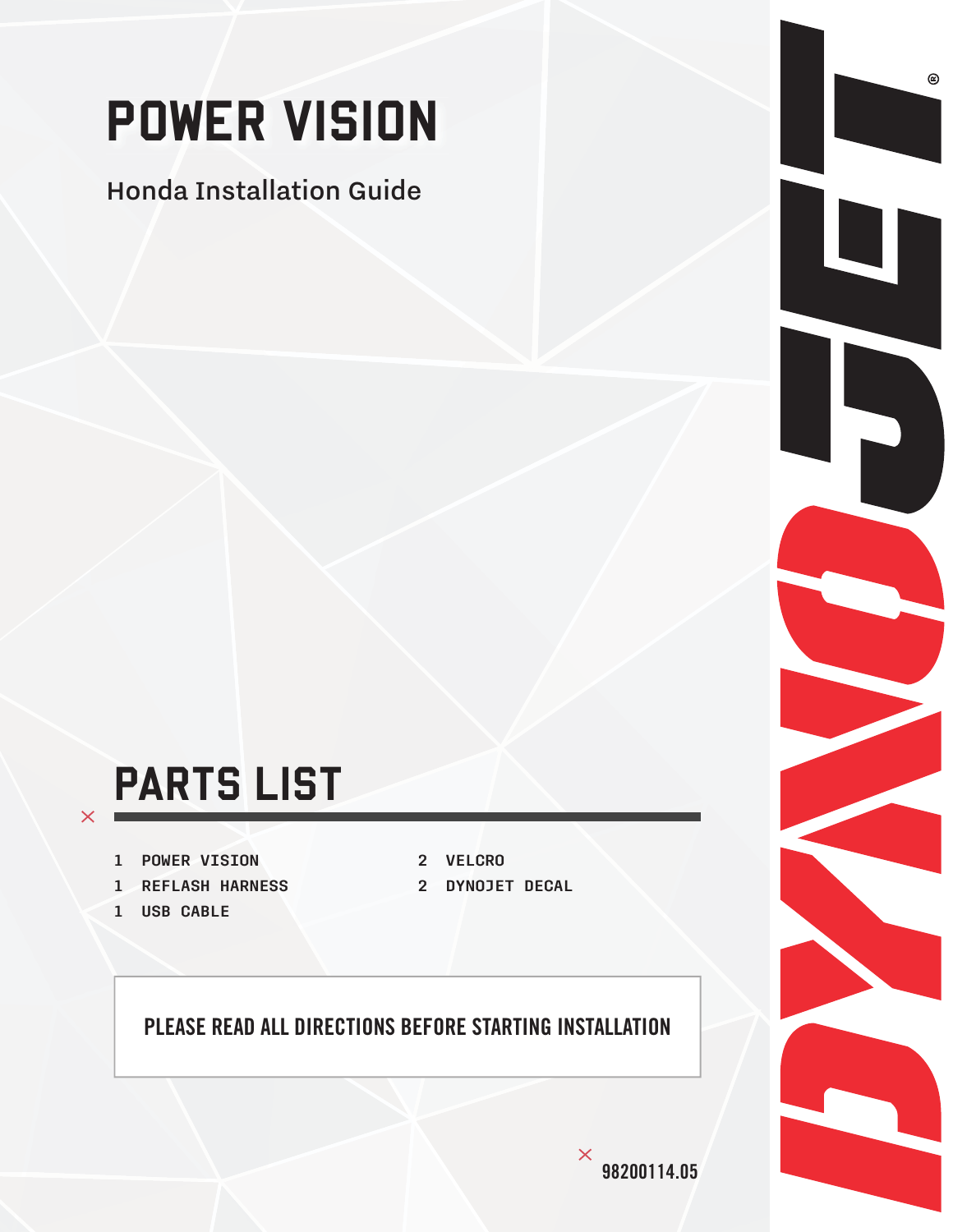# POWER VISION

Honda Installation Guide

## PARTS LIST

- 1 POWER VISION
- 1 REFLASH HARNESS
- 1 USB CABLE
- 2 VELCRO
- 2 DYNOJET DECAL

**PLEASE READ ALL DIRECTIONS BEFORE STARTING INSTALLATION**

98200114.05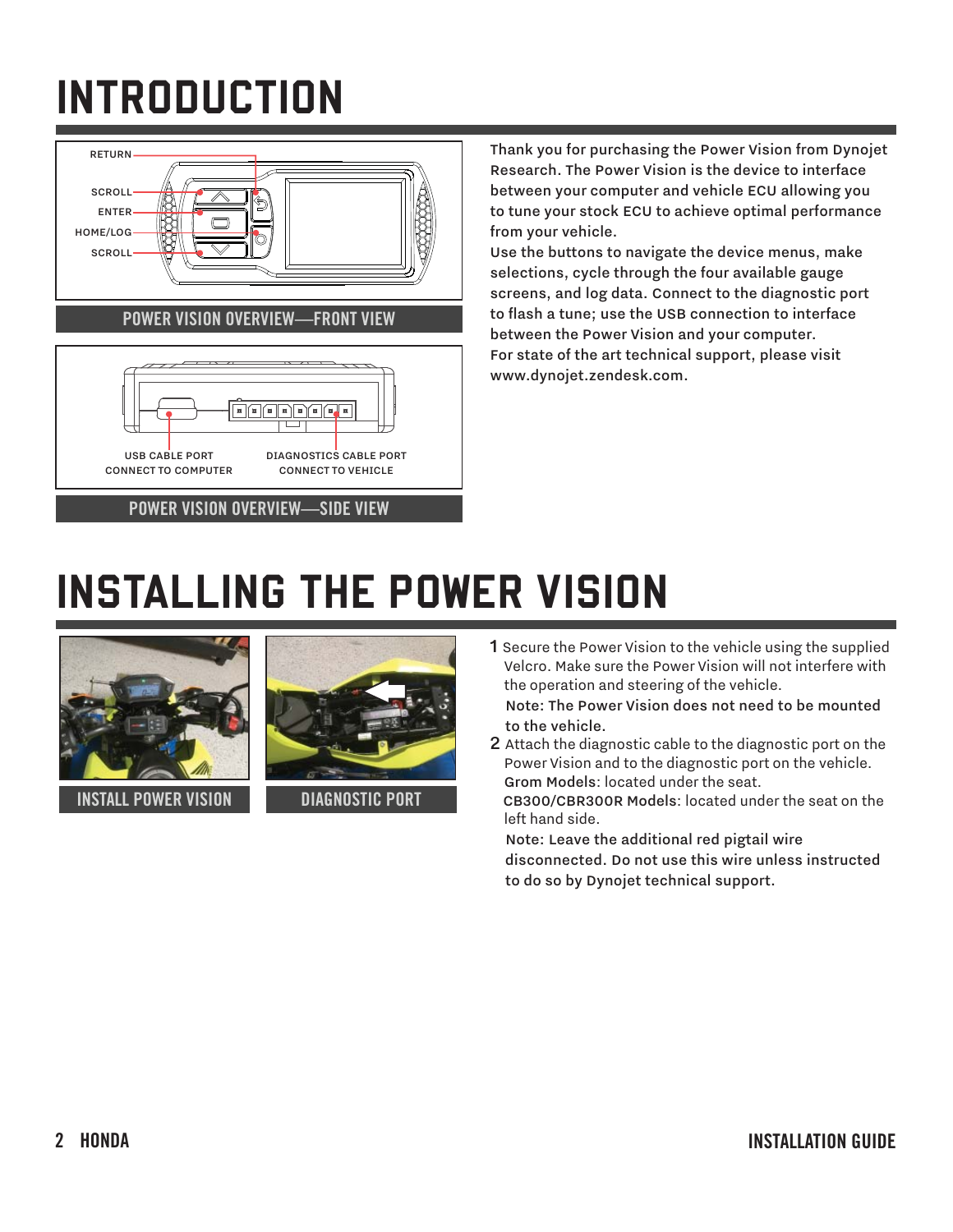# INTRODUCTION

RETURN

SCROLL

ENTER

HOME/LOG

SCROLL

POWER VISION OVERVIEW—FRONT VIEW

USB CABLE PORT
CONNECT TO COMPUTER

DIAGNOSTICS CABLE PORT
CONNECT TO VEHICLE

POWER VISION OVERVIEW—SIDE VIEW

Thank you for purchasing the Power Vision from Dynojet Research. The Power Vision is the device to interface between your computer and vehicle ECU allowing you to tune your stock ECU to achieve optimal performance from your vehicle.

Use the buttons to navigate the device menus, make selections, cycle through the four available gauge screens, and log data. Connect to the diagnostic port to flash a tune; use the USB connection to interface between the Power Vision and your computer.

For state of the art technical support, please visit www.dynojet.zendesk.com.

# INSTALLING THE POWER VISION

INSTALL POWER VISION

DIAGNOSTIC PORT

1. Secure the Power Vision to the vehicle using the supplied Velcro. Make sure the Power Vision will not interfere with the operation and steering of the vehicle.

   **Note: The Power Vision does not need to be mounted to the vehicle.**

2. Attach the diagnostic cable to the diagnostic port on the Power Vision and to the diagnostic port on the vehicle.

   **Grom Models**: located under the seat.

   **CB300/CBR300R Models**: located under the seat on the left hand side.

   **Note: Leave the additional red pigtail wire disconnected. Do not use this wire unless instructed to do so by Dynojet technical support.**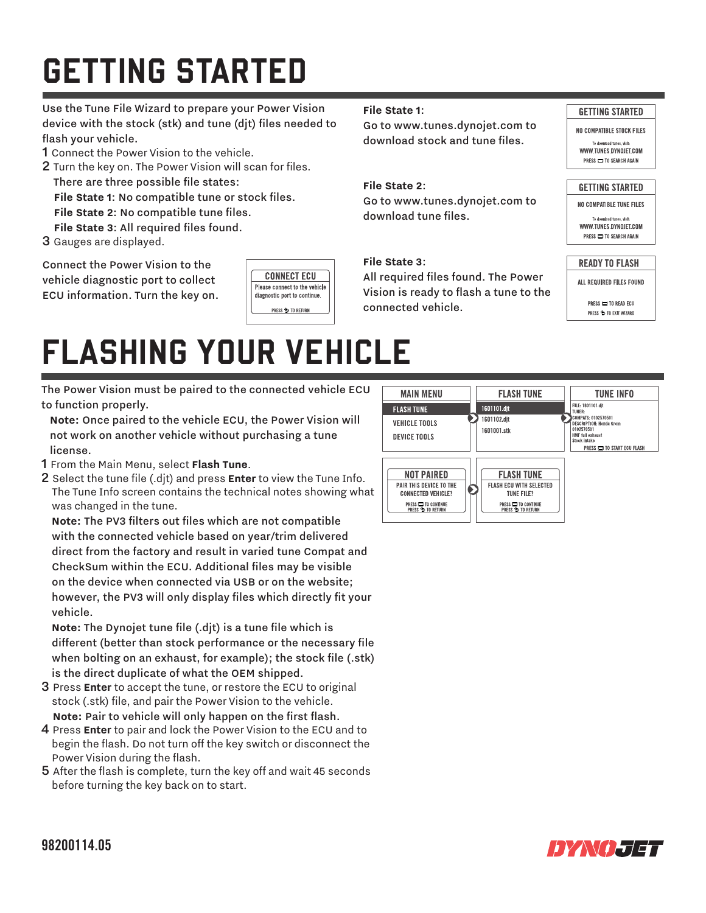# GETTING STARTED

Use the Tune File Wizard to prepare your Power Vision device with the stock (stk) and tune (djt) files needed to flash your vehicle.

1 Connect the Power Vision to the vehicle.

2 Turn the key on. The Power Vision will scan for files. There are three possible file states:
  **File State 1**: No compatible tune or stock files.
  **File State 2**: No compatible tune files.
  **File State 3**: All required files found.

3 Gauges are displayed.

Connect the Power Vision to the vehicle diagnostic port to collect ECU information. Turn the key on.

CONNECT ECU
Please connect to the vehicle diagnostic port to continue.
PRESS TO RETURN

**File State 1**:
Go to www.tunes.dynojet.com to download stock and tune files.

GETTING STARTED
NO COMPATIBLE STOCK FILES
To download tunes, visit:
WWW.TUNES.DYNOJET.COM
PRESS TO SEARCH AGAIN

**File State 2**:
Go to www.tunes.dynojet.com to download tune files.

GETTING STARTED
NO COMPATIBLE TUNE FILES
To download tunes, visit:
WWW.TUNES.DYNOJET.COM
PRESS TO SEARCH AGAIN

**File State 3**:
All required files found. The Power Vision is ready to flash a tune to the connected vehicle.

READY TO FLASH
ALL REQUIRED FILES FOUND
PRESS TO READ ECU
PRESS TO EXIT WIZARD

# FLASHING YOUR VEHICLE

The Power Vision must be paired to the connected vehicle ECU to function properly.

**Note:** Once paired to the vehicle ECU, the Power Vision will not work on another vehicle without purchasing a tune license.

1 From the Main Menu, select **Flash Tune**.

2 Select the tune file (.djt) and press **Enter** to view the Tune Info. The Tune Info screen contains the technical notes showing what was changed in the tune.

  **Note:** The PV3 filters out files which are not compatible with the connected vehicle based on year/trim delivered direct from the factory and result in varied tune Compat and CheckSum within the ECU. Additional files may be visible on the device when connected via USB or on the website; however, the PV3 will only display files which directly fit your vehicle.

  **Note:** The Dynojet tune file (.djt) is a tune file which is different (better than stock performance or the necessary file when bolting on an exhaust, for example); the stock file (.stk) is the direct duplicate of what the OEM shipped.

3 Press **Enter** to accept the tune, or restore the ECU to original stock (.stk) file, and pair the Power Vision to the vehicle.

  **Note:** Pair to vehicle will only happen on the first flash.

4 Press **Enter** to pair and lock the Power Vision to the ECU and to begin the flash. Do not turn off the key switch or disconnect the Power Vision during the flash.

5 After the flash is complete, turn the key off and wait 45 seconds before turning the key back on to start.

MAIN MENU
FLASH TUNE
VEHICLE TOOLS
DEVICE TOOLS

FLASH TUNE
1601101.djt
1601102.djt
1601001.stk

TUNE INFO
FILE: 1601101.djt
TUNER:
COMPATS: 0102570501
DESCRIPTION: Honda Grom
0102570501
HMF full exhaust
Stock intake
PRESS TO START ECU FLASH

NOT PAIRED
PAIR THIS DEVICE TO THE CONNECTED VEHICLE?
PRESS TO CONTINUE
PRESS TO RETURN

FLASH TUNE
FLASH ECU WITH SELECTED TUNE FILE?
PRESS TO CONTINUE
PRESS TO RETURN

98200114.05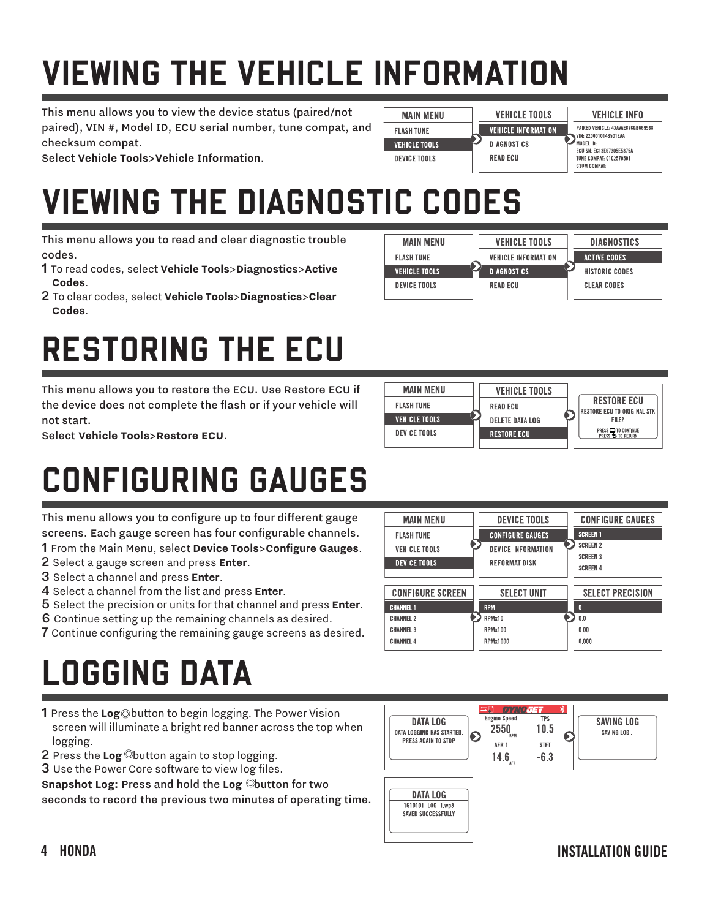# VIEWING THE VEHICLE INFORMATION

This menu allows you to view the device status (paired/not paired), VIN #, Model ID, ECU serial number, tune compat, and checksum compat.

Select **Vehicle Tools>Vehicle Information**.

| MAIN MENU | VEHICLE TOOLS | VEHICLE INFO |
|---|---|---|
| FLASH TUNE | VEHICLE INFORMATION | PAIRED VEHICLE: 4XAVAE876GB669588 |
| VEHICLE TOOLS | DIAGNOSTICS | VIN: 2200010143501EAA |
| DEVICE TOOLS | READ ECU | MODEL ID: |
| | | ECU SN: EC13E67305E5875A |
| | | TUNE COMPAT: 0102570501 |
| | | CSUM COMPAT: |

# VIEWING THE DIAGNOSTIC CODES

This menu allows you to read and clear diagnostic trouble codes.

1 To read codes, select **Vehicle Tools**>**Diagnostics**>**Active Codes**.

2 To clear codes, select **Vehicle Tools**>**Diagnostics**>**Clear Codes**.

| MAIN MENU | VEHICLE TOOLS | DIAGNOSTICS |
|---|---|---|
| FLASH TUNE | VEHICLE INFORMATION | ACTIVE CODES |
| VEHICLE TOOLS | DIAGNOSTICS | HISTORIC CODES |
| DEVICE TOOLS | READ ECU | CLEAR CODES |

# RESTORING THE ECU

This menu allows you to restore the ECU. Use Restore ECU if the device does not complete the flash or if your vehicle will not start.

Select **Vehicle Tools>Restore ECU**.

| MAIN MENU | VEHICLE TOOLS | RESTORE ECU |
|---|---|---|
| FLASH TUNE | READ ECU | RESTORE ECU TO ORIGINAL STK FILE? |
| VEHICLE TOOLS | DELETE DATA LOG | PRESS TO CONTINUE |
| DEVICE TOOLS | RESTORE ECU | PRESS TO RETURN |

# CONFIGURING GAUGES

This menu allows you to configure up to four different gauge screens. Each gauge screen has four configurable channels.

1 From the Main Menu, select **Device Tools>Configure Gauges**.

2 Select a gauge screen and press **Enter**.

3 Select a channel and press **Enter**.

4 Select a channel from the list and press **Enter**.

5 Select the precision or units for that channel and press **Enter**.

6 Continue setting up the remaining channels as desired.

7 Continue configuring the remaining gauge screens as desired.

| MAIN MENU | DEVICE TOOLS | CONFIGURE GAUGES |
|---|---|---|
| FLASH TUNE | CONFIGURE GAUGES | SCREEN 1 |
| VEHICLE TOOLS | DEVICE INFORMATION | SCREEN 2 |
| DEVICE TOOLS | REFORMAT DISK | SCREEN 3 |
| | | SCREEN 4 |

| CONFIGURE SCREEN | SELECT UNIT | SELECT PRECISION |
|---|---|---|
| CHANNEL 1 | RPM | 0 |
| CHANNEL 2 | RPMx10 | 0.0 |
| CHANNEL 3 | RPMx100 | 0.00 |
| CHANNEL 4 | RPMx1000 | 0.000 |

# LOGGING DATA

1 Press the **Log** button to begin logging. The Power Vision screen will illuminate a bright red banner across the top when logging.

2 Press the **Log** button again to stop logging.

3 Use the Power Core software to view log files.

**Snapshot Log:** Press and hold the **Log** button for two seconds to record the previous two minutes of operating time.

DATA LOG: DATA LOGGING HAS STARTED. PRESS AGAIN TO STOP

| Engine Speed | TPS |
|---|---|
| 2550 RPM | 10.5 |
| AFR 1 | STFT |
| 14.6 AFR | -6.3 |

SAVING LOG: SAVING LOG...

DATA LOG: 1610101_LOG_1.wp8 SAVED SUCCESSFULLY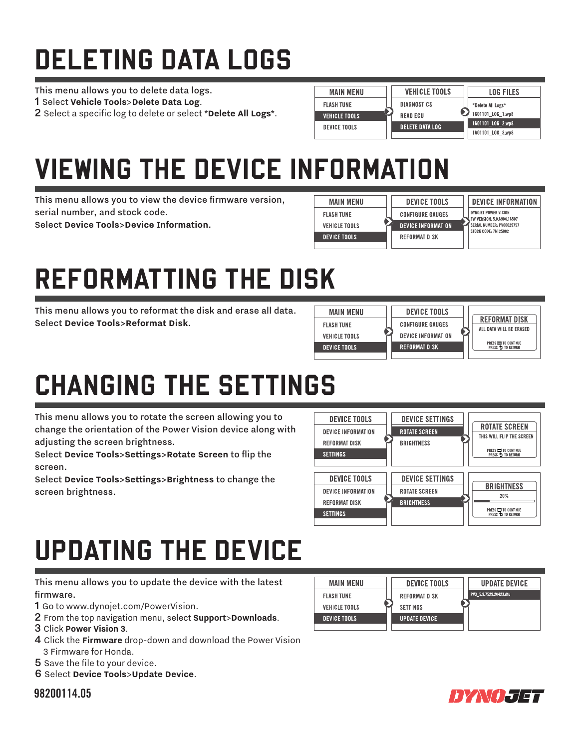# DELETING DATA LOGS

This menu allows you to delete data logs.

1. Select **Vehicle Tools**>**Delete Data Log**.
2. Select a specific log to delete or select ***Delete All Logs***.

| MAIN MENU | VEHICLE TOOLS | LOG FILES |
|---|---|---|
| FLASH TUNE | DIAGNOSTICS | *Delete All Logs* |
| VEHICLE TOOLS | READ ECU | 1601101_LOG_1.wp8 |
| DEVICE TOOLS | DELETE DATA LOG | 1601101_LOG_2.wp8 |
| | | 1601101_LOG_3.wp8 |

# VIEWING THE DEVICE INFORMATION

This menu allows you to view the device firmware version, serial number, and stock code.

Select **Device Tools**>**Device Information**.

| MAIN MENU | DEVICE TOOLS | DEVICE INFORMATION |
|---|---|---|
| FLASH TUNE | CONFIGURE GAUGES | DYNOJET POWER VISION |
| VEHICLE TOOLS | DEVICE INFORMATION | FW VERSION: 5.0.6904.16507 |
| DEVICE TOOLS | REFORMAT DISK | SERIAL NUMBER: PV00029757 |
| | | STOCK CODE: 76125082 |

# REFORMATTING THE DISK

This menu allows you to reformat the disk and erase all data.

Select **Device Tools**>**Reformat Disk**.

| MAIN MENU | DEVICE TOOLS | REFORMAT DISK |
|---|---|---|
| FLASH TUNE | CONFIGURE GAUGES | ALL DATA WILL BE ERASED |
| VEHICLE TOOLS | DEVICE INFORMATION | PRESS TO CONTINUE |
| DEVICE TOOLS | REFORMAT DISK | PRESS TO RETURN |

# CHANGING THE SETTINGS

This menu allows you to rotate the screen allowing you to change the orientation of the Power Vision device along with adjusting the screen brightness.

Select **Device Tools**>**Settings**>**Rotate Screen** to flip the screen.

Select **Device Tools**>**Settings**>**Brightness** to change the screen brightness.

| DEVICE TOOLS | DEVICE SETTINGS | ROTATE SCREEN |
|---|---|---|
| DEVICE INFORMATION | ROTATE SCREEN | THIS WILL FLIP THE SCREEN |
| REFORMAT DISK | BRIGHTNESS | PRESS TO CONTINUE |
| SETTINGS | | PRESS TO RETURN |

| DEVICE TOOLS | DEVICE SETTINGS | BRIGHTNESS |
|---|---|---|
| DEVICE INFORMATION | ROTATE SCREEN | 20% |
| REFORMAT DISK | BRIGHTNESS | PRESS TO CONTINUE |
| SETTINGS | | PRESS TO RETURN |

# UPDATING THE DEVICE

This menu allows you to update the device with the latest firmware.

1. Go to www.dynojet.com/PowerVision.
2. From the top navigation menu, select **Support**>**Downloads**.
3. Click **Power Vision 3**.
4. Click the **Firmware** drop-down and download the Power Vision 3 Firmware for Honda.
5. Save the file to your device.
6. Select **Device Tools**>**Update Device**.

| MAIN MENU | DEVICE TOOLS | UPDATE DEVICE |
|---|---|---|
| FLASH TUNE | REFORMAT DISK | PV3_5.9.7529.20423.dfu |
| VEHICLE TOOLS | SETTINGS | |
| DEVICE TOOLS | UPDATE DEVICE | |

98200114.05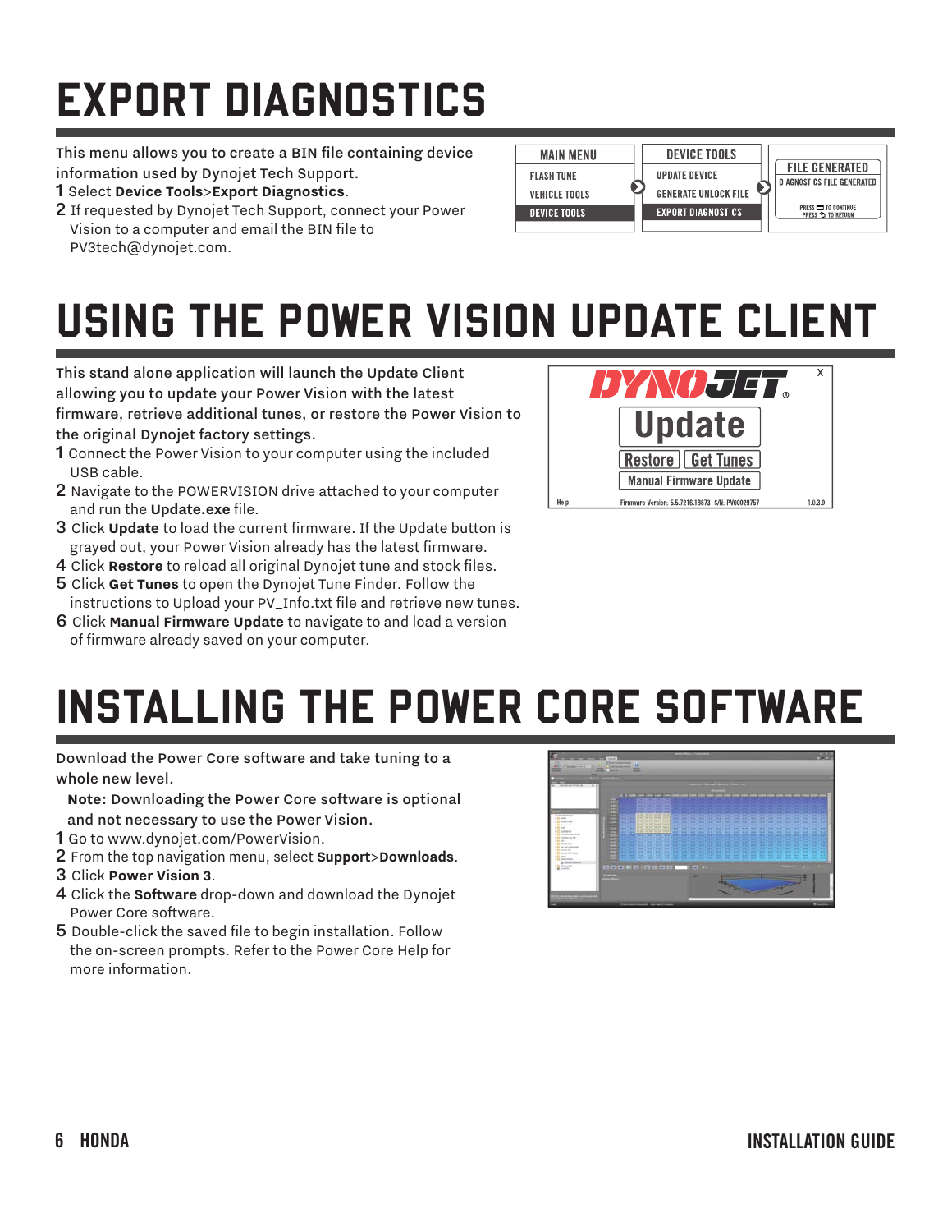# EXPORT DIAGNOSTICS

This menu allows you to create a BIN file containing device information used by Dynojet Tech Support.

1. Select **Device Tools**>**Export Diagnostics**.
2. If requested by Dynojet Tech Support, connect your Power Vision to a computer and email the BIN file to PV3tech@dynojet.com.

# USING THE POWER VISION UPDATE CLIENT

This stand alone application will launch the Update Client allowing you to update your Power Vision with the latest firmware, retrieve additional tunes, or restore the Power Vision to the original Dynojet factory settings.

1. Connect the Power Vision to your computer using the included USB cable.
2. Navigate to the POWERVISION drive attached to your computer and run the **Update.exe** file.
3. Click **Update** to load the current firmware. If the Update button is grayed out, your Power Vision already has the latest firmware.
4. Click **Restore** to reload all original Dynojet tune and stock files.
5. Click **Get Tunes** to open the Dynojet Tune Finder. Follow the instructions to Upload your PV_Info.txt file and retrieve new tunes.
6. Click **Manual Firmware Update** to navigate to and load a version of firmware already saved on your computer.

# INSTALLING THE POWER CORE SOFTWARE

Download the Power Core software and take tuning to a whole new level.

**Note:** Downloading the Power Core software is optional and not necessary to use the Power Vision.

1. Go to www.dynojet.com/PowerVision.
2. From the top navigation menu, select **Support**>**Downloads**.
3. Click **Power Vision 3**.
4. Click the **Software** drop-down and download the Dynojet Power Core software.
5. Double-click the saved file to begin installation. Follow the on-screen prompts. Refer to the Power Core Help for more information.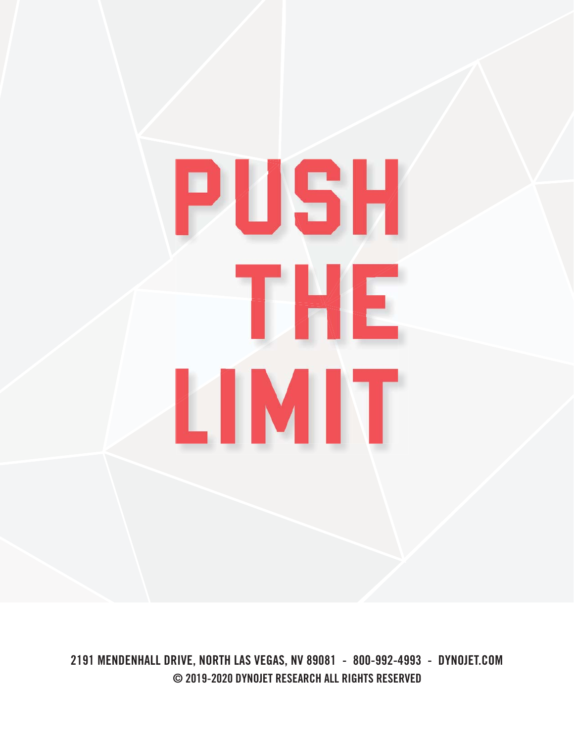# PUSH THE LIMIT

2191 MENDENHALL DRIVE, NORTH LAS VEGAS, NV 89081 - 800-992-4993 - DYNOJET.COM

© 2019-2020 DYNOJET RESEARCH ALL RIGHTS RESERVED